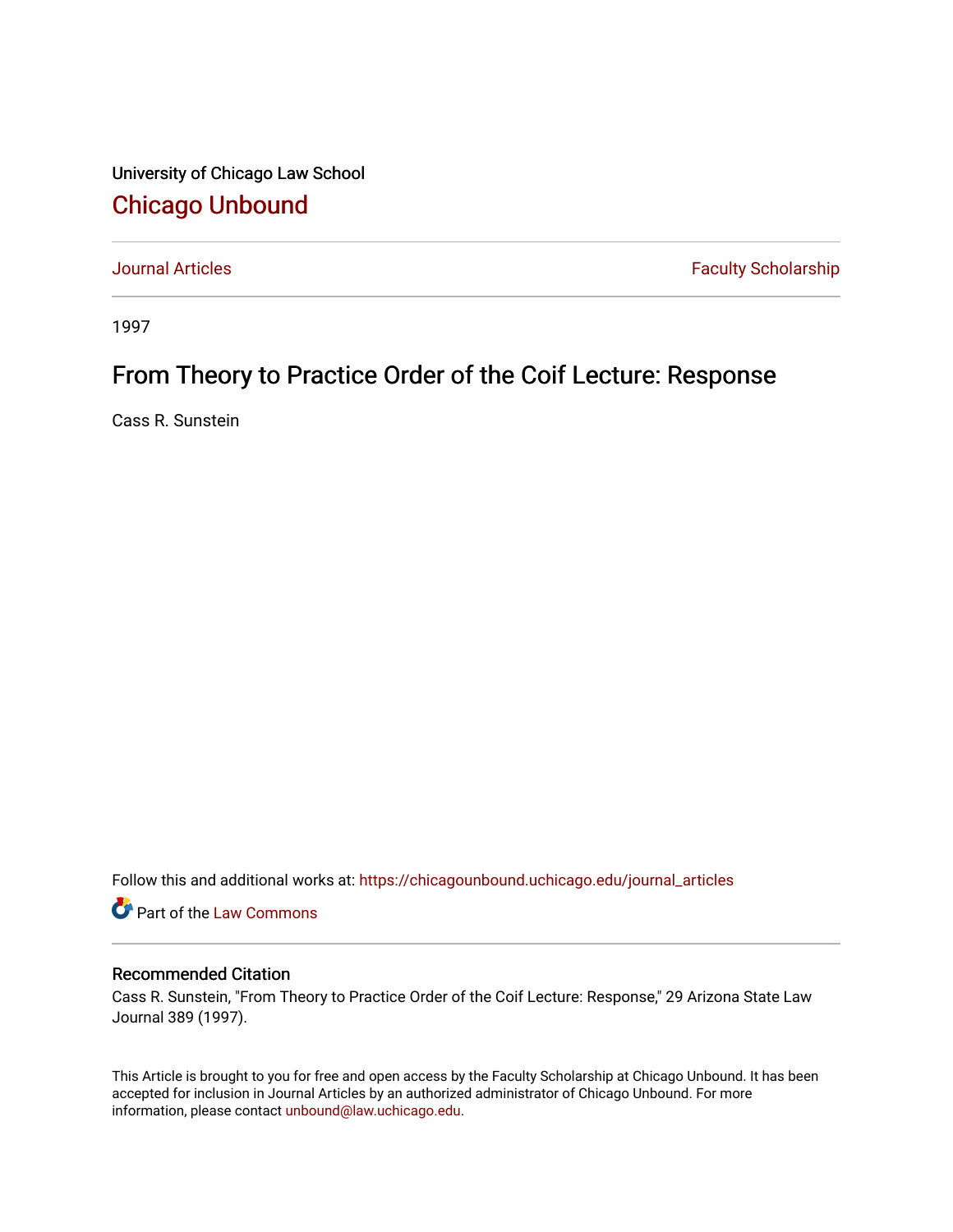University of Chicago Law School

# Chicago Unbound

Journal Articles | Faculty Scholarship

1997

## From Theory to Practice Order of the Coif Lecture: Response

Cass R. Sunstein

Follow this and additional works at: https://chicagounbound.uchicago.edu/journal_articles

Part of the Law Commons

### Recommended Citation

Cass R. Sunstein, "From Theory to Practice Order of the Coif Lecture: Response," 29 Arizona State Law Journal 389 (1997).

This Article is brought to you for free and open access by the Faculty Scholarship at Chicago Unbound. It has been accepted for inclusion in Journal Articles by an authorized administrator of Chicago Unbound. For more information, please contact unbound@law.uchicago.edu.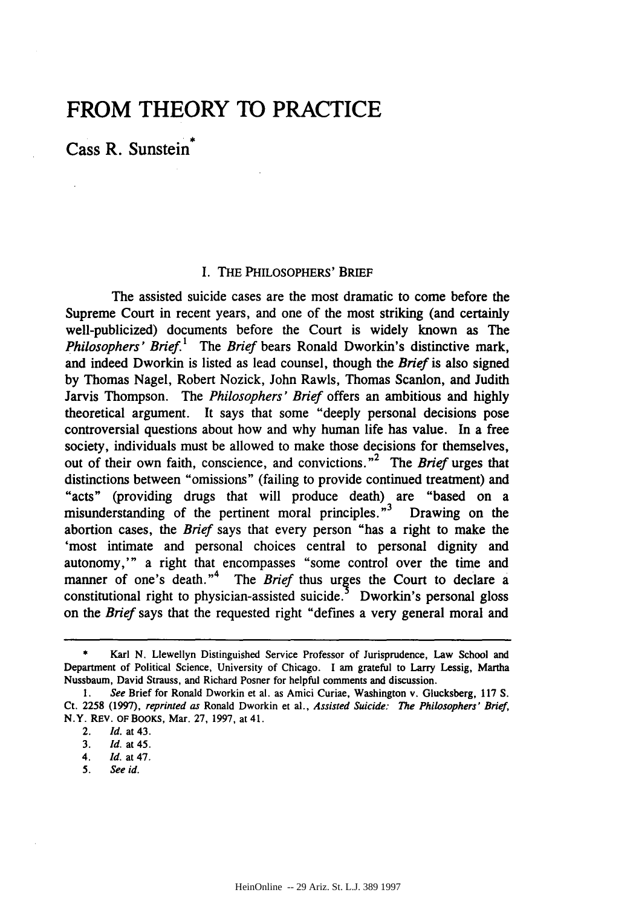# FROM THEORY TO PRACTICE

Cass R. Sunstein*

## I. THE PHILOSOPHERS' BRIEF

The assisted suicide cases are the most dramatic to come before the Supreme Court in recent years, and one of the most striking (and certainly well-publicized) documents before the Court is widely known as The *Philosophers' Brief*.[1] The *Brief* bears Ronald Dworkin's distinctive mark, and indeed Dworkin is listed as lead counsel, though the *Brief* is also signed by Thomas Nagel, Robert Nozick, John Rawls, Thomas Scanlon, and Judith Jarvis Thompson. The *Philosophers' Brief* offers an ambitious and highly theoretical argument. It says that some "deeply personal decisions pose controversial questions about how and why human life has value. In a free society, individuals must be allowed to make those decisions for themselves, out of their own faith, conscience, and convictions."[2] The *Brief* urges that distinctions between "omissions" (failing to provide continued treatment) and "acts" (providing drugs that will produce death) are "based on a misunderstanding of the pertinent moral principles."[3] Drawing on the abortion cases, the *Brief* says that every person "has a right to make the 'most intimate and personal choices central to personal dignity and autonomy,'" a right that encompasses "some control over the time and manner of one's death."[4] The *Brief* thus urges the Court to declare a constitutional right to physician-assisted suicide.[5] Dworkin's personal gloss on the *Brief* says that the requested right "defines a very general moral and

---

\* Karl N. Llewellyn Distinguished Service Professor of Jurisprudence, Law School and Department of Political Science, University of Chicago. I am grateful to Larry Lessig, Martha Nussbaum, David Strauss, and Richard Posner for helpful comments and discussion.

1. *See* Brief for Ronald Dworkin et al. as Amici Curiae, Washington v. Glucksberg, 117 S. Ct. 2258 (1997), *reprinted as* Ronald Dworkin et al., *Assisted Suicide: The Philosophers' Brief*, N.Y. REV. OF BOOKS, Mar. 27, 1997, at 41.

2. *Id.* at 43.

3. *Id.* at 45.

4. *Id.* at 47.

5. *See id.*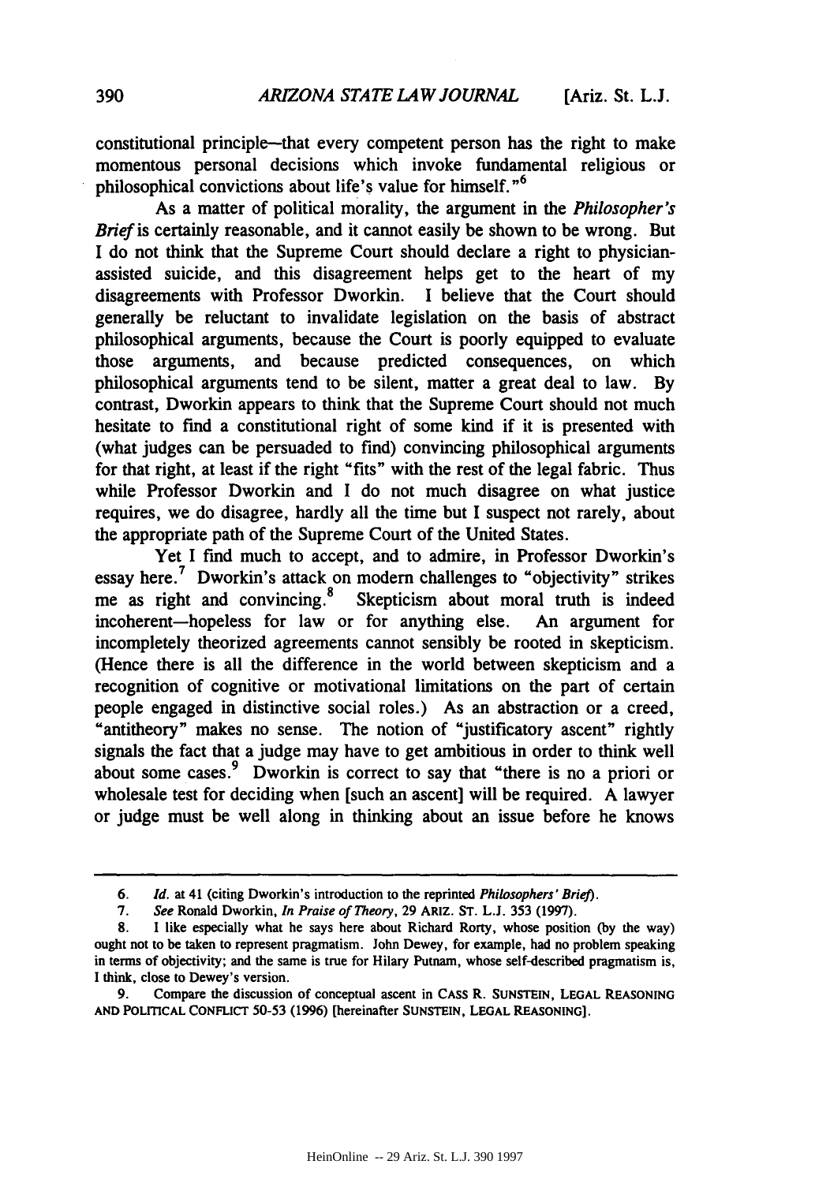constitutional principle—that every competent person has the right to make momentous personal decisions which invoke fundamental religious or philosophical convictions about life's value for himself."[6]

As a matter of political morality, the argument in the *Philosopher's Brief* is certainly reasonable, and it cannot easily be shown to be wrong. But I do not think that the Supreme Court should declare a right to physician-assisted suicide, and this disagreement helps get to the heart of my disagreements with Professor Dworkin. I believe that the Court should generally be reluctant to invalidate legislation on the basis of abstract philosophical arguments, because the Court is poorly equipped to evaluate those arguments, and because predicted consequences, on which philosophical arguments tend to be silent, matter a great deal to law. By contrast, Dworkin appears to think that the Supreme Court should not much hesitate to find a constitutional right of some kind if it is presented with (what judges can be persuaded to find) convincing philosophical arguments for that right, at least if the right "fits" with the rest of the legal fabric. Thus while Professor Dworkin and I do not much disagree on what justice requires, we do disagree, hardly all the time but I suspect not rarely, about the appropriate path of the Supreme Court of the United States.

Yet I find much to accept, and to admire, in Professor Dworkin's essay here.[7] Dworkin's attack on modern challenges to "objectivity" strikes me as right and convincing.[8] Skepticism about moral truth is indeed incoherent—hopeless for law or for anything else. An argument for incompletely theorized agreements cannot sensibly be rooted in skepticism. (Hence there is all the difference in the world between skepticism and a recognition of cognitive or motivational limitations on the part of certain people engaged in distinctive social roles.) As an abstraction or a creed, "antitheory" makes no sense. The notion of "justificatory ascent" rightly signals the fact that a judge may have to get ambitious in order to think well about some cases.[9] Dworkin is correct to say that "there is no a priori or wholesale test for deciding when [such an ascent] will be required. A lawyer or judge must be well along in thinking about an issue before he knows

---

6. *Id.* at 41 (citing Dworkin's introduction to the reprinted *Philosophers' Brief*).

7. *See* Ronald Dworkin, *In Praise of Theory*, 29 ARIZ. ST. L.J. 353 (1997).

8. I like especially what he says here about Richard Rorty, whose position (by the way) ought not to be taken to represent pragmatism. John Dewey, for example, had no problem speaking in terms of objectivity; and the same is true for Hilary Putnam, whose self-described pragmatism is, I think, close to Dewey's version.

9. Compare the discussion of conceptual ascent in CASS R. SUNSTEIN, LEGAL REASONING AND POLITICAL CONFLICT 50-53 (1996) [hereinafter SUNSTEIN, LEGAL REASONING].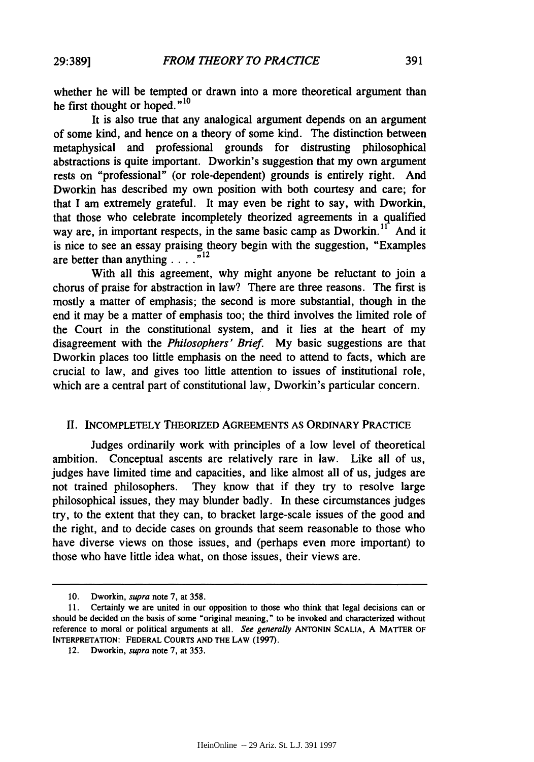whether he will be tempted or drawn into a more theoretical argument than he first thought or hoped."[10]

It is also true that any analogical argument depends on an argument of some kind, and hence on a theory of some kind. The distinction between metaphysical and professional grounds for distrusting philosophical abstractions is quite important. Dworkin's suggestion that my own argument rests on "professional" (or role-dependent) grounds is entirely right. And Dworkin has described my own position with both courtesy and care; for that I am extremely grateful. It may even be right to say, with Dworkin, that those who celebrate incompletely theorized agreements in a qualified way are, in important respects, in the same basic camp as Dworkin.[11] And it is nice to see an essay praising theory begin with the suggestion, "Examples are better than anything . . . ."[12]

With all this agreement, why might anyone be reluctant to join a chorus of praise for abstraction in law? There are three reasons. The first is mostly a matter of emphasis; the second is more substantial, though in the end it may be a matter of emphasis too; the third involves the limited role of the Court in the constitutional system, and it lies at the heart of my disagreement with the *Philosophers' Brief*. My basic suggestions are that Dworkin places too little emphasis on the need to attend to facts, which are crucial to law, and gives too little attention to issues of institutional role, which are a central part of constitutional law, Dworkin's particular concern.

## II. INCOMPLETELY THEORIZED AGREEMENTS AS ORDINARY PRACTICE

Judges ordinarily work with principles of a low level of theoretical ambition. Conceptual ascents are relatively rare in law. Like all of us, judges have limited time and capacities, and like almost all of us, judges are not trained philosophers. They know that if they try to resolve large philosophical issues, they may blunder badly. In these circumstances judges try, to the extent that they can, to bracket large-scale issues of the good and the right, and to decide cases on grounds that seem reasonable to those who have diverse views on those issues, and (perhaps even more important) to those who have little idea what, on those issues, their views are.

---

10. Dworkin, *supra* note 7, at 358.

11. Certainly we are united in our opposition to those who think that legal decisions can or should be decided on the basis of some "original meaning," to be invoked and characterized without reference to moral or political arguments at all. *See generally* ANTONIN SCALIA, A MATTER OF INTERPRETATION: FEDERAL COURTS AND THE LAW (1997).

12. Dworkin, *supra* note 7, at 353.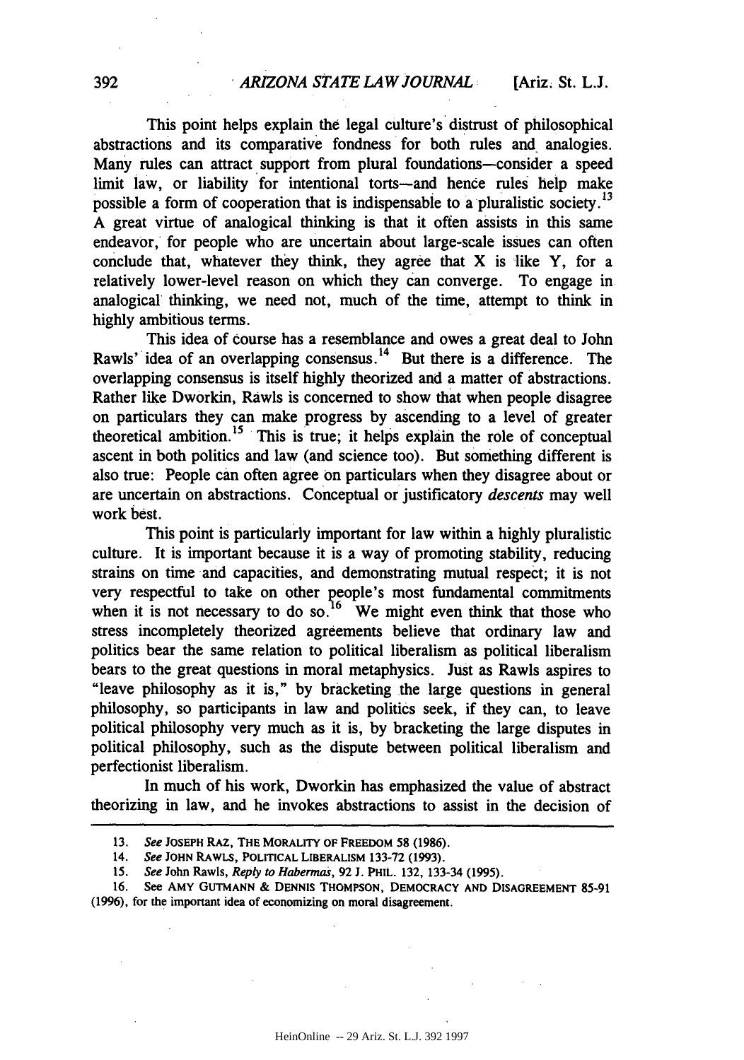This point helps explain the legal culture's distrust of philosophical abstractions and its comparative fondness for both rules and analogies. Many rules can attract support from plural foundations—consider a speed limit law, or liability for intentional torts—and hence rules help make possible a form of cooperation that is indispensable to a pluralistic society.[13] A great virtue of analogical thinking is that it often assists in this same endeavor, for people who are uncertain about large-scale issues can often conclude that, whatever they think, they agree that X is like Y, for a relatively lower-level reason on which they can converge. To engage in analogical thinking, we need not, much of the time, attempt to think in highly ambitious terms.

This idea of course has a resemblance and owes a great deal to John Rawls' idea of an overlapping consensus.[14] But there is a difference. The overlapping consensus is itself highly theorized and a matter of abstractions. Rather like Dworkin, Rawls is concerned to show that when people disagree on particulars they can make progress by ascending to a level of greater theoretical ambition.[15] This is true; it helps explain the role of conceptual ascent in both politics and law (and science too). But something different is also true: People can often agree on particulars when they disagree about or are uncertain on abstractions. Conceptual or justificatory *descents* may well work best.

This point is particularly important for law within a highly pluralistic culture. It is important because it is a way of promoting stability, reducing strains on time and capacities, and demonstrating mutual respect; it is not very respectful to take on other people's most fundamental commitments when it is not necessary to do so.[16] We might even think that those who stress incompletely theorized agreements believe that ordinary law and politics bear the same relation to political liberalism as political liberalism bears to the great questions in moral metaphysics. Just as Rawls aspires to "leave philosophy as it is," by bracketing the large questions in general philosophy, so participants in law and politics seek, if they can, to leave political philosophy very much as it is, by bracketing the large disputes in political philosophy, such as the dispute between political liberalism and perfectionist liberalism.

In much of his work, Dworkin has emphasized the value of abstract theorizing in law, and he invokes abstractions to assist in the decision of

---

13. *See* JOSEPH RAZ, THE MORALITY OF FREEDOM 58 (1986).

14. *See* JOHN RAWLS, POLITICAL LIBERALISM 133-72 (1993).

15. *See* John Rawls, *Reply to Habermas*, 92 J. PHIL. 132, 133-34 (1995).

16. See AMY GUTMANN & DENNIS THOMPSON, DEMOCRACY AND DISAGREEMENT 85-91 (1996), for the important idea of economizing on moral disagreement.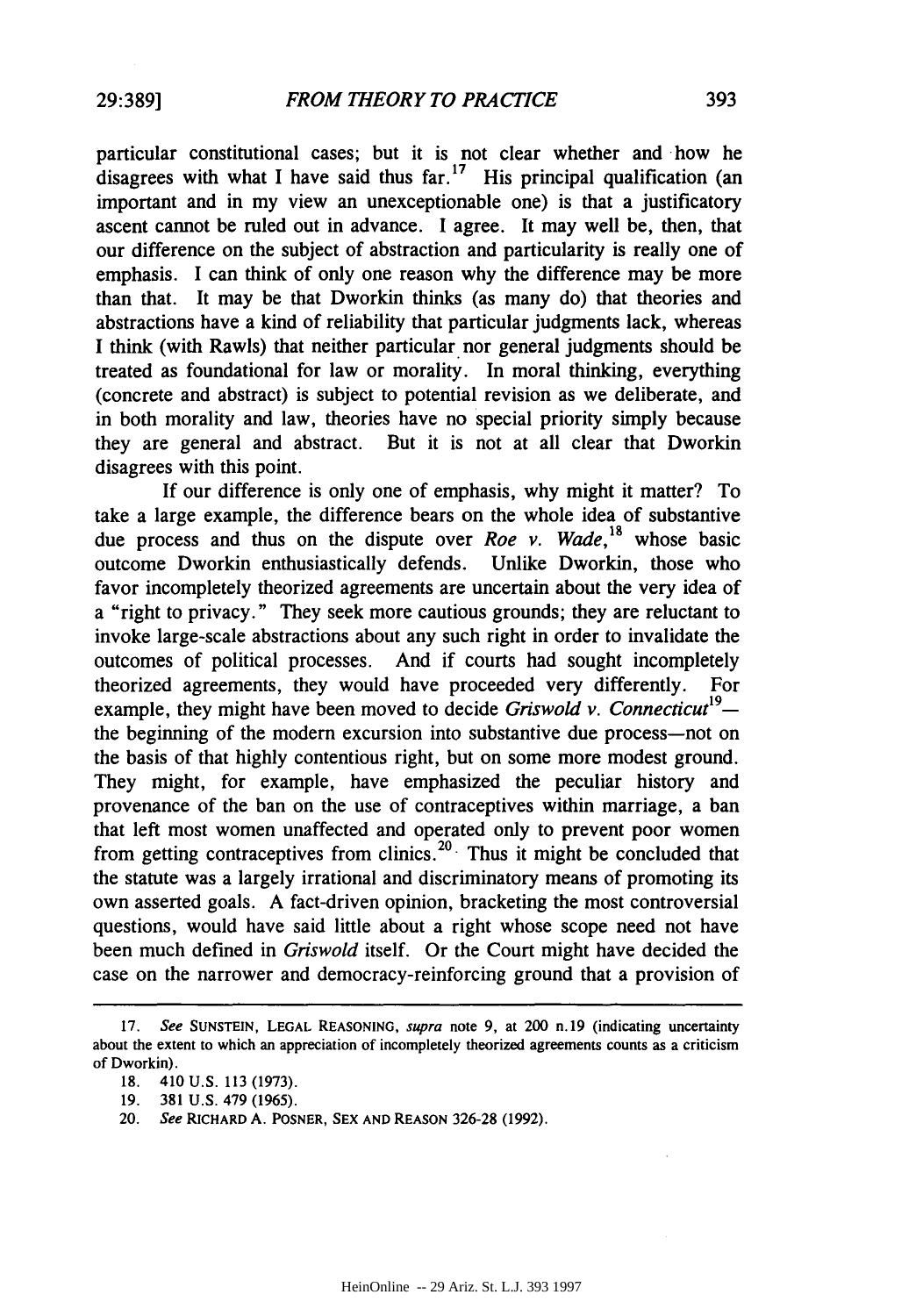particular constitutional cases; but it is not clear whether and how he disagrees with what I have said thus far.[17] His principal qualification (an important and in my view an unexceptionable one) is that a justificatory ascent cannot be ruled out in advance. I agree. It may well be, then, that our difference on the subject of abstraction and particularity is really one of emphasis. I can think of only one reason why the difference may be more than that. It may be that Dworkin thinks (as many do) that theories and abstractions have a kind of reliability that particular judgments lack, whereas I think (with Rawls) that neither particular nor general judgments should be treated as foundational for law or morality. In moral thinking, everything (concrete and abstract) is subject to potential revision as we deliberate, and in both morality and law, theories have no special priority simply because they are general and abstract. But it is not at all clear that Dworkin disagrees with this point.

If our difference is only one of emphasis, why might it matter? To take a large example, the difference bears on the whole idea of substantive due process and thus on the dispute over *Roe v. Wade*,[18] whose basic outcome Dworkin enthusiastically defends. Unlike Dworkin, those who favor incompletely theorized agreements are uncertain about the very idea of a "right to privacy." They seek more cautious grounds; they are reluctant to invoke large-scale abstractions about any such right in order to invalidate the outcomes of political processes. And if courts had sought incompletely theorized agreements, they would have proceeded very differently. For example, they might have been moved to decide *Griswold v. Connecticut*[19]—the beginning of the modern excursion into substantive due process—not on the basis of that highly contentious right, but on some more modest ground. They might, for example, have emphasized the peculiar history and provenance of the ban on the use of contraceptives within marriage, a ban that left most women unaffected and operated only to prevent poor women from getting contraceptives from clinics.[20] Thus it might be concluded that the statute was a largely irrational and discriminatory means of promoting its own asserted goals. A fact-driven opinion, bracketing the most controversial questions, would have said little about a right whose scope need not have been much defined in *Griswold* itself. Or the Court might have decided the case on the narrower and democracy-reinforcing ground that a provision of

---

17. *See* SUNSTEIN, LEGAL REASONING, *supra* note 9, at 200 n.19 (indicating uncertainty about the extent to which an appreciation of incompletely theorized agreements counts as a criticism of Dworkin).

18. 410 U.S. 113 (1973).

19. 381 U.S. 479 (1965).

20. *See* RICHARD A. POSNER, SEX AND REASON 326-28 (1992).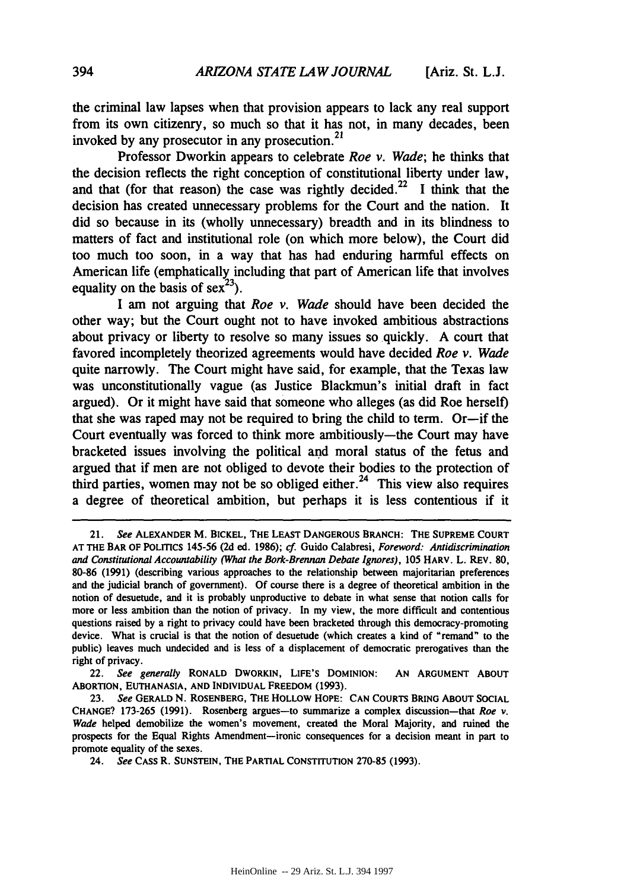the criminal law lapses when that provision appears to lack any real support from its own citizenry, so much so that it has not, in many decades, been invoked by any prosecutor in any prosecution.[21]

Professor Dworkin appears to celebrate *Roe v. Wade*; he thinks that the decision reflects the right conception of constitutional liberty under law, and that (for that reason) the case was rightly decided.[22] I think that the decision has created unnecessary problems for the Court and the nation. It did so because in its (wholly unnecessary) breadth and in its blindness to matters of fact and institutional role (on which more below), the Court did too much too soon, in a way that has had enduring harmful effects on American life (emphatically including that part of American life that involves equality on the basis of sex[23]).

I am not arguing that *Roe v. Wade* should have been decided the other way; but the Court ought not to have invoked ambitious abstractions about privacy or liberty to resolve so many issues so quickly. A court that favored incompletely theorized agreements would have decided *Roe v. Wade* quite narrowly. The Court might have said, for example, that the Texas law was unconstitutionally vague (as Justice Blackmun's initial draft in fact argued). Or it might have said that someone who alleges (as did Roe herself) that she was raped may not be required to bring the child to term. Or—if the Court eventually was forced to think more ambitiously—the Court may have bracketed issues involving the political and moral status of the fetus and argued that if men are not obliged to devote their bodies to the protection of third parties, women may not be so obliged either.[24] This view also requires a degree of theoretical ambition, but perhaps it is less contentious if it

---

21. *See* ALEXANDER M. BICKEL, THE LEAST DANGEROUS BRANCH: THE SUPREME COURT AT THE BAR OF POLITICS 145-56 (2d ed. 1986); *cf.* Guido Calabresi, *Foreword: Antidiscrimination and Constitutional Accountability (What the Bork-Brennan Debate Ignores)*, 105 HARV. L. REV. 80, 80-86 (1991) (describing various approaches to the relationship between majoritarian preferences and the judicial branch of government). Of course there is a degree of theoretical ambition in the notion of desuetude, and it is probably unproductive to debate in what sense that notion calls for more or less ambition than the notion of privacy. In my view, the more difficult and contentious questions raised by a right to privacy could have been bracketed through this democracy-promoting device. What is crucial is that the notion of desuetude (which creates a kind of "remand" to the public) leaves much undecided and is less of a displacement of democratic prerogatives than the right of privacy.

22. *See generally* RONALD DWORKIN, LIFE'S DOMINION: AN ARGUMENT ABOUT ABORTION, EUTHANASIA, AND INDIVIDUAL FREEDOM (1993).

23. *See* GERALD N. ROSENBERG, THE HOLLOW HOPE: CAN COURTS BRING ABOUT SOCIAL CHANGE? 173-265 (1991). Rosenberg argues—to summarize a complex discussion—that *Roe v. Wade* helped demobilize the women's movement, created the Moral Majority, and ruined the prospects for the Equal Rights Amendment—ironic consequences for a decision meant in part to promote equality of the sexes.

24. *See* CASS R. SUNSTEIN, THE PARTIAL CONSTITUTION 270-85 (1993).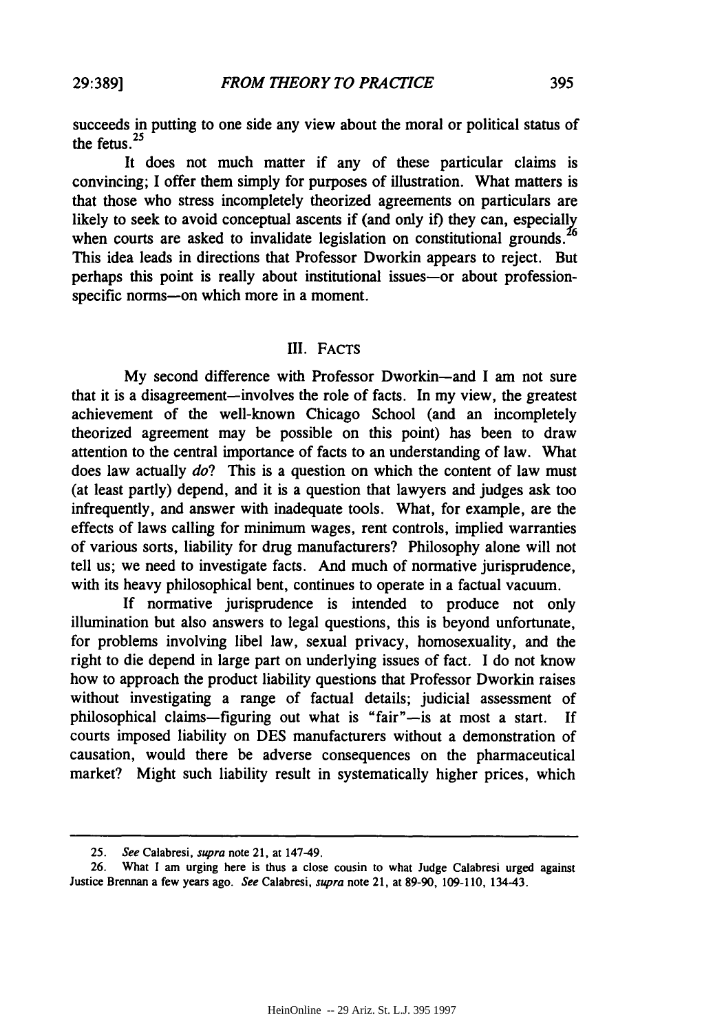succeeds in putting to one side any view about the moral or political status of the fetus.[25]

It does not much matter if any of these particular claims is convincing; I offer them simply for purposes of illustration. What matters is that those who stress incompletely theorized agreements on particulars are likely to seek to avoid conceptual ascents if (and only if) they can, especially when courts are asked to invalidate legislation on constitutional grounds.[26] This idea leads in directions that Professor Dworkin appears to reject. But perhaps this point is really about institutional issues—or about profession-specific norms—on which more in a moment.

## III. FACTS

My second difference with Professor Dworkin—and I am not sure that it is a disagreement—involves the role of facts. In my view, the greatest achievement of the well-known Chicago School (and an incompletely theorized agreement may be possible on this point) has been to draw attention to the central importance of facts to an understanding of law. What does law actually *do*? This is a question on which the content of law must (at least partly) depend, and it is a question that lawyers and judges ask too infrequently, and answer with inadequate tools. What, for example, are the effects of laws calling for minimum wages, rent controls, implied warranties of various sorts, liability for drug manufacturers? Philosophy alone will not tell us; we need to investigate facts. And much of normative jurisprudence, with its heavy philosophical bent, continues to operate in a factual vacuum.

If normative jurisprudence is intended to produce not only illumination but also answers to legal questions, this is beyond unfortunate, for problems involving libel law, sexual privacy, homosexuality, and the right to die depend in large part on underlying issues of fact. I do not know how to approach the product liability questions that Professor Dworkin raises without investigating a range of factual details; judicial assessment of philosophical claims—figuring out what is "fair"—is at most a start. If courts imposed liability on DES manufacturers without a demonstration of causation, would there be adverse consequences on the pharmaceutical market? Might such liability result in systematically higher prices, which

---

25. *See* Calabresi, *supra* note 21, at 147-49.

26. What I am urging here is thus a close cousin to what Judge Calabresi urged against Justice Brennan a few years ago. *See* Calabresi, *supra* note 21, at 89-90, 109-110, 134-43.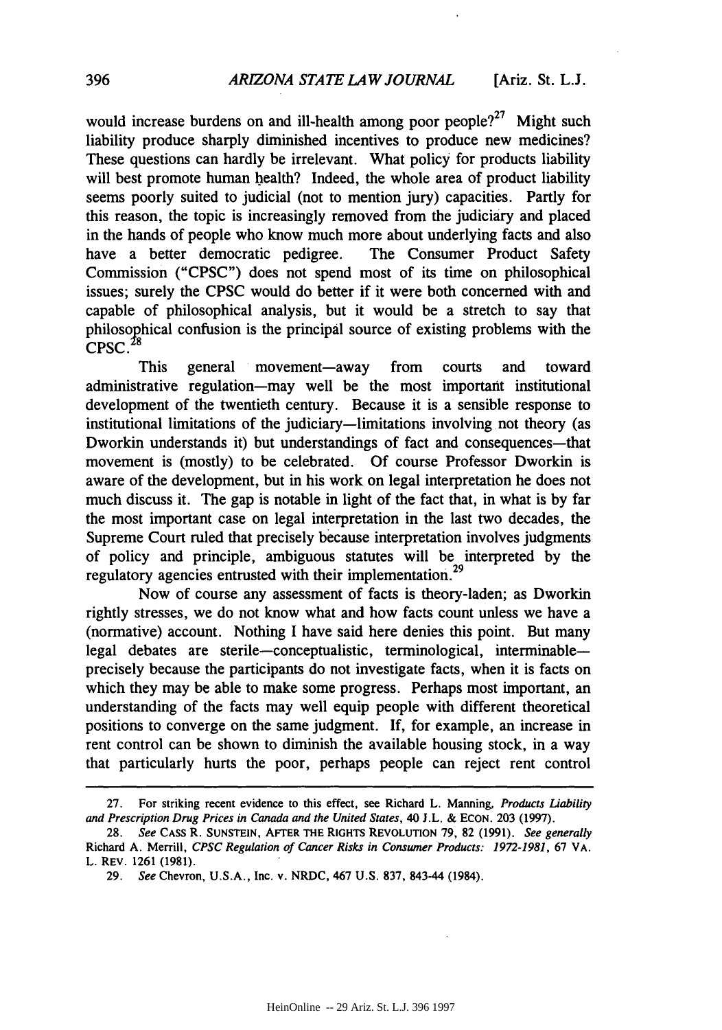would increase burdens on and ill-health among poor people?[27] Might such liability produce sharply diminished incentives to produce new medicines? These questions can hardly be irrelevant. What policy for products liability will best promote human health? Indeed, the whole area of product liability seems poorly suited to judicial (not to mention jury) capacities. Partly for this reason, the topic is increasingly removed from the judiciary and placed in the hands of people who know much more about underlying facts and also have a better democratic pedigree. The Consumer Product Safety Commission ("CPSC") does not spend most of its time on philosophical issues; surely the CPSC would do better if it were both concerned with and capable of philosophical analysis, but it would be a stretch to say that philosophical confusion is the principal source of existing problems with the CPSC.[28]

This general movement—away from courts and toward administrative regulation—may well be the most important institutional development of the twentieth century. Because it is a sensible response to institutional limitations of the judiciary—limitations involving not theory (as Dworkin understands it) but understandings of fact and consequences—that movement is (mostly) to be celebrated. Of course Professor Dworkin is aware of the development, but in his work on legal interpretation he does not much discuss it. The gap is notable in light of the fact that, in what is by far the most important case on legal interpretation in the last two decades, the Supreme Court ruled that precisely because interpretation involves judgments of policy and principle, ambiguous statutes will be interpreted by the regulatory agencies entrusted with their implementation.[29]

Now of course any assessment of facts is theory-laden; as Dworkin rightly stresses, we do not know what and how facts count unless we have a (normative) account. Nothing I have said here denies this point. But many legal debates are sterile—conceptualistic, terminological, interminable—precisely because the participants do not investigate facts, when it is facts on which they may be able to make some progress. Perhaps most important, an understanding of the facts may well equip people with different theoretical positions to converge on the same judgment. If, for example, an increase in rent control can be shown to diminish the available housing stock, in a way that particularly hurts the poor, perhaps people can reject rent control

---

27. For striking recent evidence to this effect, see Richard L. Manning, *Products Liability and Prescription Drug Prices in Canada and the United States*, 40 J.L. & ECON. 203 (1997).

28. *See* CASS R. SUNSTEIN, AFTER THE RIGHTS REVOLUTION 79, 82 (1991). *See generally* Richard A. Merrill, *CPSC Regulation of Cancer Risks in Consumer Products: 1972-1981*, 67 VA. L. REV. 1261 (1981).

29. *See* Chevron, U.S.A., Inc. v. NRDC, 467 U.S. 837, 843-44 (1984).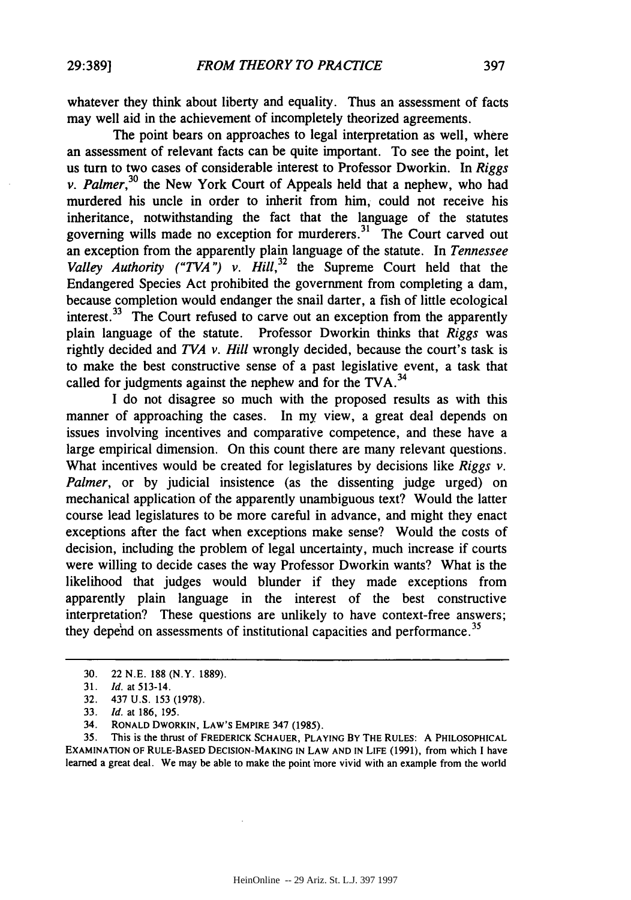whatever they think about liberty and equality. Thus an assessment of facts may well aid in the achievement of incompletely theorized agreements.

The point bears on approaches to legal interpretation as well, where an assessment of relevant facts can be quite important. To see the point, let us turn to two cases of considerable interest to Professor Dworkin. In *Riggs v. Palmer*,[30] the New York Court of Appeals held that a nephew, who had murdered his uncle in order to inherit from him, could not receive his inheritance, notwithstanding the fact that the language of the statutes governing wills made no exception for murderers.[31] The Court carved out an exception from the apparently plain language of the statute. In *Tennessee Valley Authority ("TVA") v. Hill*,[32] the Supreme Court held that the Endangered Species Act prohibited the government from completing a dam, because completion would endanger the snail darter, a fish of little ecological interest.[33] The Court refused to carve out an exception from the apparently plain language of the statute. Professor Dworkin thinks that *Riggs* was rightly decided and *TVA v. Hill* wrongly decided, because the court's task is to make the best constructive sense of a past legislative event, a task that called for judgments against the nephew and for the TVA.[34]

I do not disagree so much with the proposed results as with this manner of approaching the cases. In my view, a great deal depends on issues involving incentives and comparative competence, and these have a large empirical dimension. On this count there are many relevant questions. What incentives would be created for legislatures by decisions like *Riggs v. Palmer*, or by judicial insistence (as the dissenting judge urged) on mechanical application of the apparently unambiguous text? Would the latter course lead legislatures to be more careful in advance, and might they enact exceptions after the fact when exceptions make sense? Would the costs of decision, including the problem of legal uncertainty, much increase if courts were willing to decide cases the way Professor Dworkin wants? What is the likelihood that judges would blunder if they made exceptions from apparently plain language in the interest of the best constructive interpretation? These questions are unlikely to have context-free answers; they depend on assessments of institutional capacities and performance.[35]

---

30. 22 N.E. 188 (N.Y. 1889).

31. *Id.* at 513-14.

32. 437 U.S. 153 (1978).

33. *Id.* at 186, 195.

34. RONALD DWORKIN, LAW'S EMPIRE 347 (1985).

35. This is the thrust of FREDERICK SCHAUER, PLAYING BY THE RULES: A PHILOSOPHICAL EXAMINATION OF RULE-BASED DECISION-MAKING IN LAW AND IN LIFE (1991), from which I have learned a great deal. We may be able to make the point more vivid with an example from the world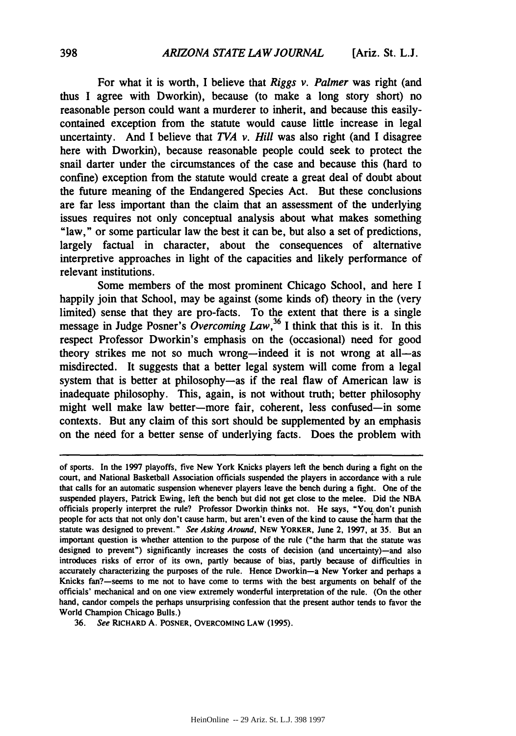For what it is worth, I believe that *Riggs v. Palmer* was right (and thus I agree with Dworkin), because (to make a long story short) no reasonable person could want a murderer to inherit, and because this easily-contained exception from the statute would cause little increase in legal uncertainty. And I believe that *TVA v. Hill* was also right (and I disagree here with Dworkin), because reasonable people could seek to protect the snail darter under the circumstances of the case and because this (hard to confine) exception from the statute would create a great deal of doubt about the future meaning of the Endangered Species Act. But these conclusions are far less important than the claim that an assessment of the underlying issues requires not only conceptual analysis about what makes something "law," or some particular law the best it can be, but also a set of predictions, largely factual in character, about the consequences of alternative interpretive approaches in light of the capacities and likely performance of relevant institutions.

Some members of the most prominent Chicago School, and here I happily join that School, may be against (some kinds of) theory in the (very limited) sense that they are pro-facts. To the extent that there is a single message in Judge Posner's *Overcoming Law*,[36] I think that this is it. In this respect Professor Dworkin's emphasis on the (occasional) need for good theory strikes me not so much wrong—indeed it is not wrong at all—as misdirected. It suggests that a better legal system will come from a legal system that is better at philosophy—as if the real flaw of American law is inadequate philosophy. This, again, is not without truth; better philosophy might well make law better—more fair, coherent, less confused—in some contexts. But any claim of this sort should be supplemented by an emphasis on the need for a better sense of underlying facts. Does the problem with

---

of sports. In the 1997 playoffs, five New York Knicks players left the bench during a fight on the court, and National Basketball Association officials suspended the players in accordance with a rule that calls for an automatic suspension whenever players leave the bench during a fight. One of the suspended players, Patrick Ewing, left the bench but did not get close to the melee. Did the NBA officials properly interpret the rule? Professor Dworkin thinks not. He says, "You don't punish people for acts that not only don't cause harm, but aren't even of the kind to cause the harm that the statute was designed to prevent." *See Asking Around*, NEW YORKER, June 2, 1997, at 35. But an important question is whether attention to the purpose of the rule ("the harm that the statute was designed to prevent") significantly increases the costs of decision (and uncertainty)—and also introduces risks of error of its own, partly because of bias, partly because of difficulties in accurately characterizing the purposes of the rule. Hence Dworkin—a New Yorker and perhaps a Knicks fan?—seems to me not to have come to terms with the best arguments on behalf of the officials' mechanical and on one view extremely wonderful interpretation of the rule. (On the other hand, candor compels the perhaps unsurprising confession that the present author tends to favor the World Champion Chicago Bulls.)

36. *See* RICHARD A. POSNER, OVERCOMING LAW (1995).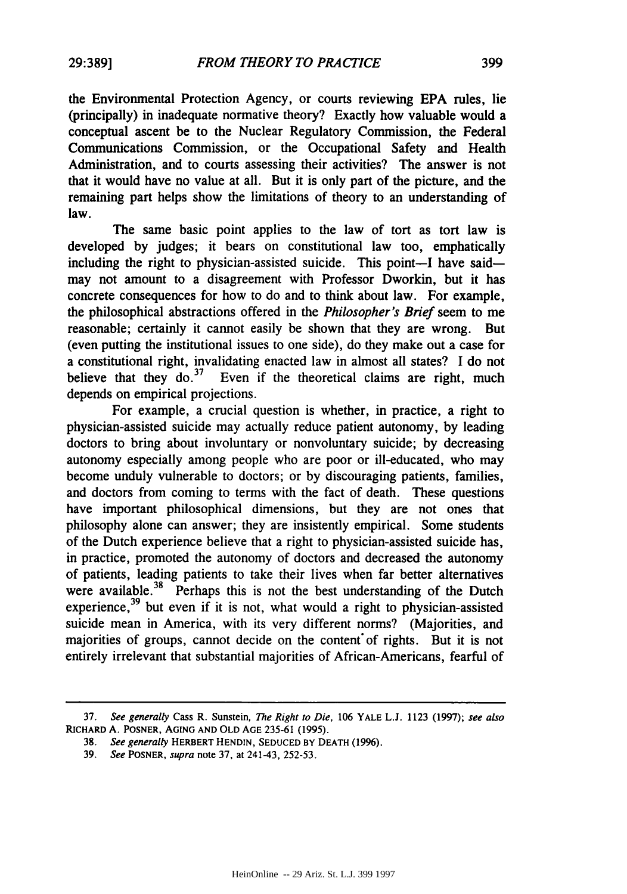the Environmental Protection Agency, or courts reviewing EPA rules, lie (principally) in inadequate normative theory? Exactly how valuable would a conceptual ascent be to the Nuclear Regulatory Commission, the Federal Communications Commission, or the Occupational Safety and Health Administration, and to courts assessing their activities? The answer is not that it would have no value at all. But it is only part of the picture, and the remaining part helps show the limitations of theory to an understanding of law.

The same basic point applies to the law of tort as tort law is developed by judges; it bears on constitutional law too, emphatically including the right to physician-assisted suicide. This point—I have said—may not amount to a disagreement with Professor Dworkin, but it has concrete consequences for how to do and to think about law. For example, the philosophical abstractions offered in the *Philosopher's Brief* seem to me reasonable; certainly it cannot easily be shown that they are wrong. But (even putting the institutional issues to one side), do they make out a case for a constitutional right, invalidating enacted law in almost all states? I do not believe that they do.[37] Even if the theoretical claims are right, much depends on empirical projections.

For example, a crucial question is whether, in practice, a right to physician-assisted suicide may actually reduce patient autonomy, by leading doctors to bring about involuntary or nonvoluntary suicide; by decreasing autonomy especially among people who are poor or ill-educated, who may become unduly vulnerable to doctors; or by discouraging patients, families, and doctors from coming to terms with the fact of death. These questions have important philosophical dimensions, but they are not ones that philosophy alone can answer; they are insistently empirical. Some students of the Dutch experience believe that a right to physician-assisted suicide has, in practice, promoted the autonomy of doctors and decreased the autonomy of patients, leading patients to take their lives when far better alternatives were available.[38] Perhaps this is not the best understanding of the Dutch experience,[39] but even if it is not, what would a right to physician-assisted suicide mean in America, with its very different norms? (Majorities, and majorities of groups, cannot decide on the content of rights. But it is not entirely irrelevant that substantial majorities of African-Americans, fearful of

---

37. *See generally* Cass R. Sunstein, *The Right to Die*, 106 YALE L.J. 1123 (1997); *see also* RICHARD A. POSNER, AGING AND OLD AGE 235-61 (1995).

38. *See generally* HERBERT HENDIN, SEDUCED BY DEATH (1996).

39. *See* POSNER, *supra* note 37, at 241-43, 252-53.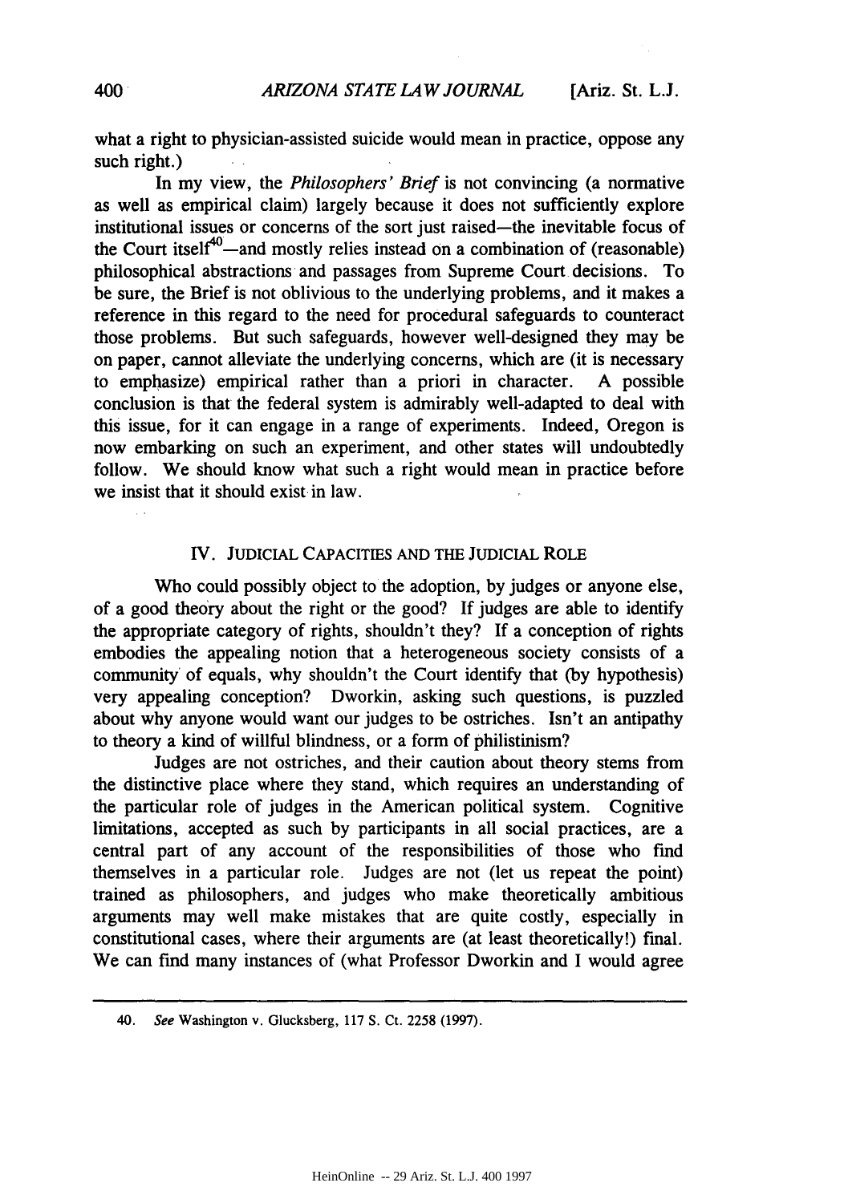what a right to physician-assisted suicide would mean in practice, oppose any such right.)

In my view, the *Philosophers' Brief* is not convincing (a normative as well as empirical claim) largely because it does not sufficiently explore institutional issues or concerns of the sort just raised—the inevitable focus of the Court itself[40]—and mostly relies instead on a combination of (reasonable) philosophical abstractions and passages from Supreme Court decisions. To be sure, the Brief is not oblivious to the underlying problems, and it makes a reference in this regard to the need for procedural safeguards to counteract those problems. But such safeguards, however well-designed they may be on paper, cannot alleviate the underlying concerns, which are (it is necessary to emphasize) empirical rather than a priori in character. A possible conclusion is that the federal system is admirably well-adapted to deal with this issue, for it can engage in a range of experiments. Indeed, Oregon is now embarking on such an experiment, and other states will undoubtedly follow. We should know what such a right would mean in practice before we insist that it should exist in law.

## IV. JUDICIAL CAPACITIES AND THE JUDICIAL ROLE

Who could possibly object to the adoption, by judges or anyone else, of a good theory about the right or the good? If judges are able to identify the appropriate category of rights, shouldn't they? If a conception of rights embodies the appealing notion that a heterogeneous society consists of a community of equals, why shouldn't the Court identify that (by hypothesis) very appealing conception? Dworkin, asking such questions, is puzzled about why anyone would want our judges to be ostriches. Isn't an antipathy to theory a kind of willful blindness, or a form of philistinism?

Judges are not ostriches, and their caution about theory stems from the distinctive place where they stand, which requires an understanding of the particular role of judges in the American political system. Cognitive limitations, accepted as such by participants in all social practices, are a central part of any account of the responsibilities of those who find themselves in a particular role. Judges are not (let us repeat the point) trained as philosophers, and judges who make theoretically ambitious arguments may well make mistakes that are quite costly, especially in constitutional cases, where their arguments are (at least theoretically!) final. We can find many instances of (what Professor Dworkin and I would agree

---

40. *See* Washington v. Glucksberg, 117 S. Ct. 2258 (1997).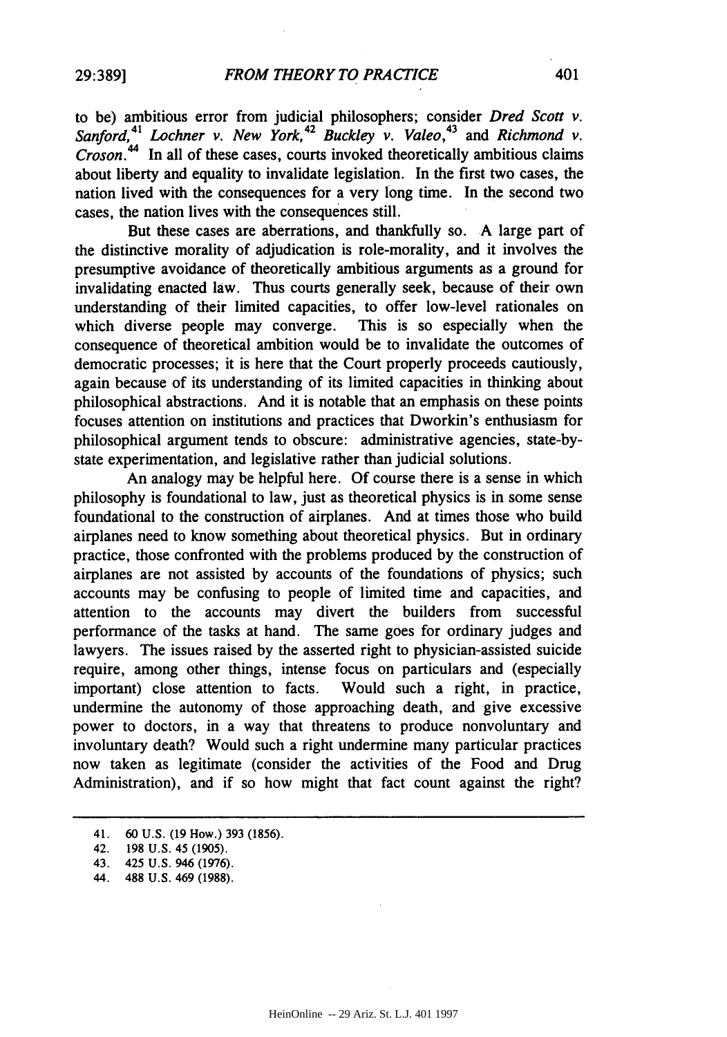to be) ambitious error from judicial philosophers; consider *Dred Scott v. Sanford*,[41] *Lochner v. New York*,[42] *Buckley v. Valeo*,[43] and *Richmond v. Croson*.[44] In all of these cases, courts invoked theoretically ambitious claims about liberty and equality to invalidate legislation. In the first two cases, the nation lived with the consequences for a very long time. In the second two cases, the nation lives with the consequences still.

But these cases are aberrations, and thankfully so. A large part of the distinctive morality of adjudication is role-morality, and it involves the presumptive avoidance of theoretically ambitious arguments as a ground for invalidating enacted law. Thus courts generally seek, because of their own understanding of their limited capacities, to offer low-level rationales on which diverse people may converge. This is so especially when the consequence of theoretical ambition would be to invalidate the outcomes of democratic processes; it is here that the Court properly proceeds cautiously, again because of its understanding of its limited capacities in thinking about philosophical abstractions. And it is notable that an emphasis on these points focuses attention on institutions and practices that Dworkin's enthusiasm for philosophical argument tends to obscure: administrative agencies, state-by-state experimentation, and legislative rather than judicial solutions.

An analogy may be helpful here. Of course there is a sense in which philosophy is foundational to law, just as theoretical physics is in some sense foundational to the construction of airplanes. And at times those who build airplanes need to know something about theoretical physics. But in ordinary practice, those confronted with the problems produced by the construction of airplanes are not assisted by accounts of the foundations of physics; such accounts may be confusing to people of limited time and capacities, and attention to the accounts may divert the builders from successful performance of the tasks at hand. The same goes for ordinary judges and lawyers. The issues raised by the asserted right to physician-assisted suicide require, among other things, intense focus on particulars and (especially important) close attention to facts. Would such a right, in practice, undermine the autonomy of those approaching death, and give excessive power to doctors, in a way that threatens to produce nonvoluntary and involuntary death? Would such a right undermine many particular practices now taken as legitimate (consider the activities of the Food and Drug Administration), and if so how might that fact count against the right?

---

41. 60 U.S. (19 How.) 393 (1856).

42. 198 U.S. 45 (1905).

43. 425 U.S. 946 (1976).

44. 488 U.S. 469 (1988).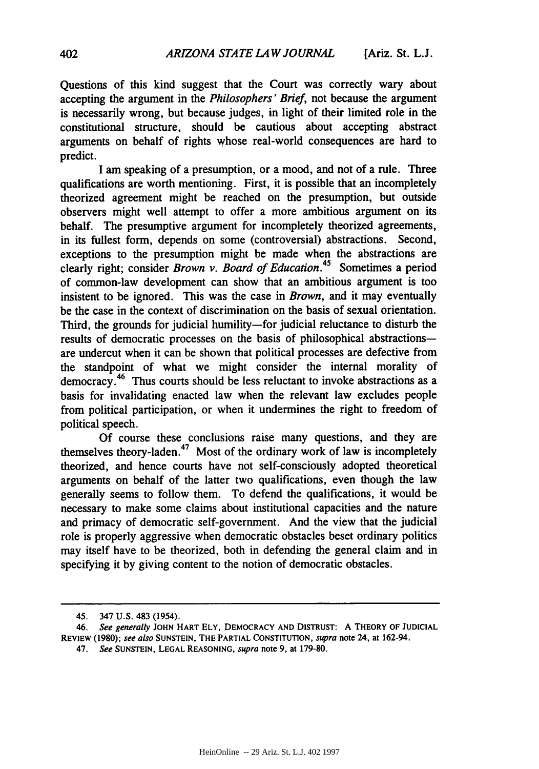Questions of this kind suggest that the Court was correctly wary about accepting the argument in the *Philosophers' Brief*, not because the argument is necessarily wrong, but because judges, in light of their limited role in the constitutional structure, should be cautious about accepting abstract arguments on behalf of rights whose real-world consequences are hard to predict.

I am speaking of a presumption, or a mood, and not of a rule. Three qualifications are worth mentioning. First, it is possible that an incompletely theorized agreement might be reached on the presumption, but outside observers might well attempt to offer a more ambitious argument on its behalf. The presumptive argument for incompletely theorized agreements, in its fullest form, depends on some (controversial) abstractions. Second, exceptions to the presumption might be made when the abstractions are clearly right; consider *Brown v. Board of Education*.[45] Sometimes a period of common-law development can show that an ambitious argument is too insistent to be ignored. This was the case in *Brown*, and it may eventually be the case in the context of discrimination on the basis of sexual orientation. Third, the grounds for judicial humility—for judicial reluctance to disturb the results of democratic processes on the basis of philosophical abstractions—are undercut when it can be shown that political processes are defective from the standpoint of what we might consider the internal morality of democracy.[46] Thus courts should be less reluctant to invoke abstractions as a basis for invalidating enacted law when the relevant law excludes people from political participation, or when it undermines the right to freedom of political speech.

Of course these conclusions raise many questions, and they are themselves theory-laden.[47] Most of the ordinary work of law is incompletely theorized, and hence courts have not self-consciously adopted theoretical arguments on behalf of the latter two qualifications, even though the law generally seems to follow them. To defend the qualifications, it would be necessary to make some claims about institutional capacities and the nature and primacy of democratic self-government. And the view that the judicial role is properly aggressive when democratic obstacles beset ordinary politics may itself have to be theorized, both in defending the general claim and in specifying it by giving content to the notion of democratic obstacles.

---

45. 347 U.S. 483 (1954).

46. *See generally* JOHN HART ELY, DEMOCRACY AND DISTRUST: A THEORY OF JUDICIAL REVIEW (1980); *see also* SUNSTEIN, THE PARTIAL CONSTITUTION, *supra* note 24, at 162-94.

47. *See* SUNSTEIN, LEGAL REASONING, *supra* note 9, at 179-80.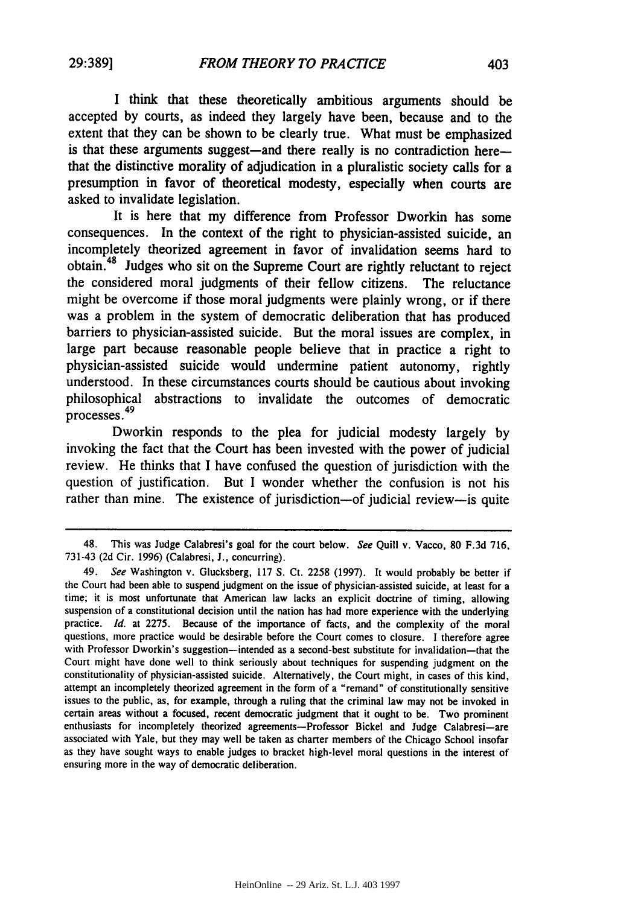I think that these theoretically ambitious arguments should be accepted by courts, as indeed they largely have been, because and to the extent that they can be shown to be clearly true. What must be emphasized is that these arguments suggest—and there really is no contradiction here—that the distinctive morality of adjudication in a pluralistic society calls for a presumption in favor of theoretical modesty, especially when courts are asked to invalidate legislation.

It is here that my difference from Professor Dworkin has some consequences. In the context of the right to physician-assisted suicide, an incompletely theorized agreement in favor of invalidation seems hard to obtain.[48] Judges who sit on the Supreme Court are rightly reluctant to reject the considered moral judgments of their fellow citizens. The reluctance might be overcome if those moral judgments were plainly wrong, or if there was a problem in the system of democratic deliberation that has produced barriers to physician-assisted suicide. But the moral issues are complex, in large part because reasonable people believe that in practice a right to physician-assisted suicide would undermine patient autonomy, rightly understood. In these circumstances courts should be cautious about invoking philosophical abstractions to invalidate the outcomes of democratic processes.[49]

Dworkin responds to the plea for judicial modesty largely by invoking the fact that the Court has been invested with the power of judicial review. He thinks that I have confused the question of jurisdiction with the question of justification. But I wonder whether the confusion is not his rather than mine. The existence of jurisdiction—of judicial review—is quite

---

48. This was Judge Calabresi's goal for the court below. *See* Quill v. Vacco, 80 F.3d 716, 731-43 (2d Cir. 1996) (Calabresi, J., concurring).

49. *See* Washington v. Glucksberg, 117 S. Ct. 2258 (1997). It would probably be better if the Court had been able to suspend judgment on the issue of physician-assisted suicide, at least for a time; it is most unfortunate that American law lacks an explicit doctrine of timing, allowing suspension of a constitutional decision until the nation has had more experience with the underlying practice. *Id.* at 2275. Because of the importance of facts, and the complexity of the moral questions, more practice would be desirable before the Court comes to closure. I therefore agree with Professor Dworkin's suggestion—intended as a second-best substitute for invalidation—that the Court might have done well to think seriously about techniques for suspending judgment on the constitutionality of physician-assisted suicide. Alternatively, the Court might, in cases of this kind, attempt an incompletely theorized agreement in the form of a "remand" of constitutionally sensitive issues to the public, as, for example, through a ruling that the criminal law may not be invoked in certain areas without a focused, recent democratic judgment that it ought to be. Two prominent enthusiasts for incompletely theorized agreements—Professor Bickel and Judge Calabresi—are associated with Yale, but they may well be taken as charter members of the Chicago School insofar as they have sought ways to enable judges to bracket high-level moral questions in the interest of ensuring more in the way of democratic deliberation.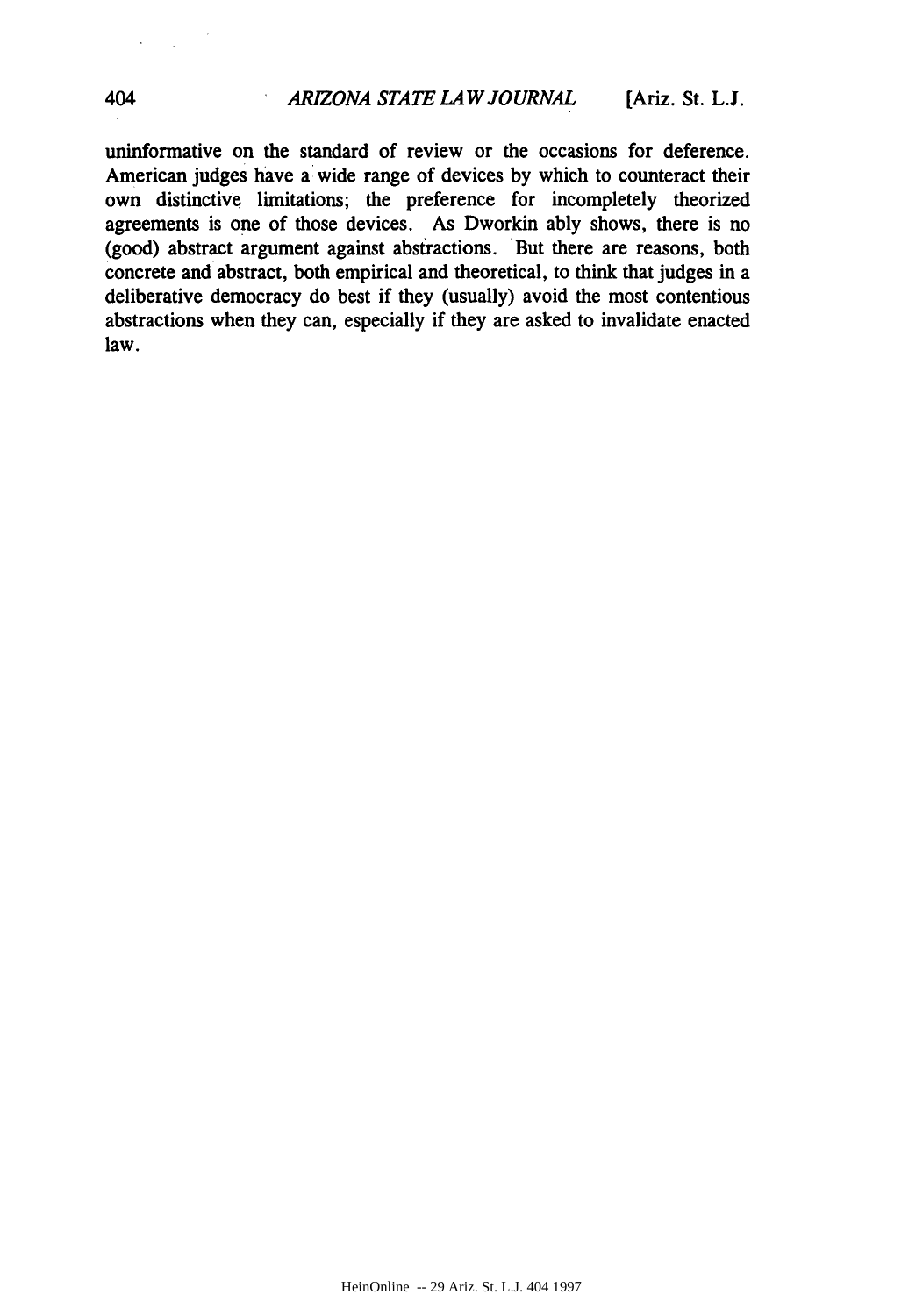uninformative on the standard of review or the occasions for deference. American judges have a wide range of devices by which to counteract their own distinctive limitations; the preference for incompletely theorized agreements is one of those devices. As Dworkin ably shows, there is no (good) abstract argument against abstractions. But there are reasons, both concrete and abstract, both empirical and theoretical, to think that judges in a deliberative democracy do best if they (usually) avoid the most contentious abstractions when they can, especially if they are asked to invalidate enacted law.